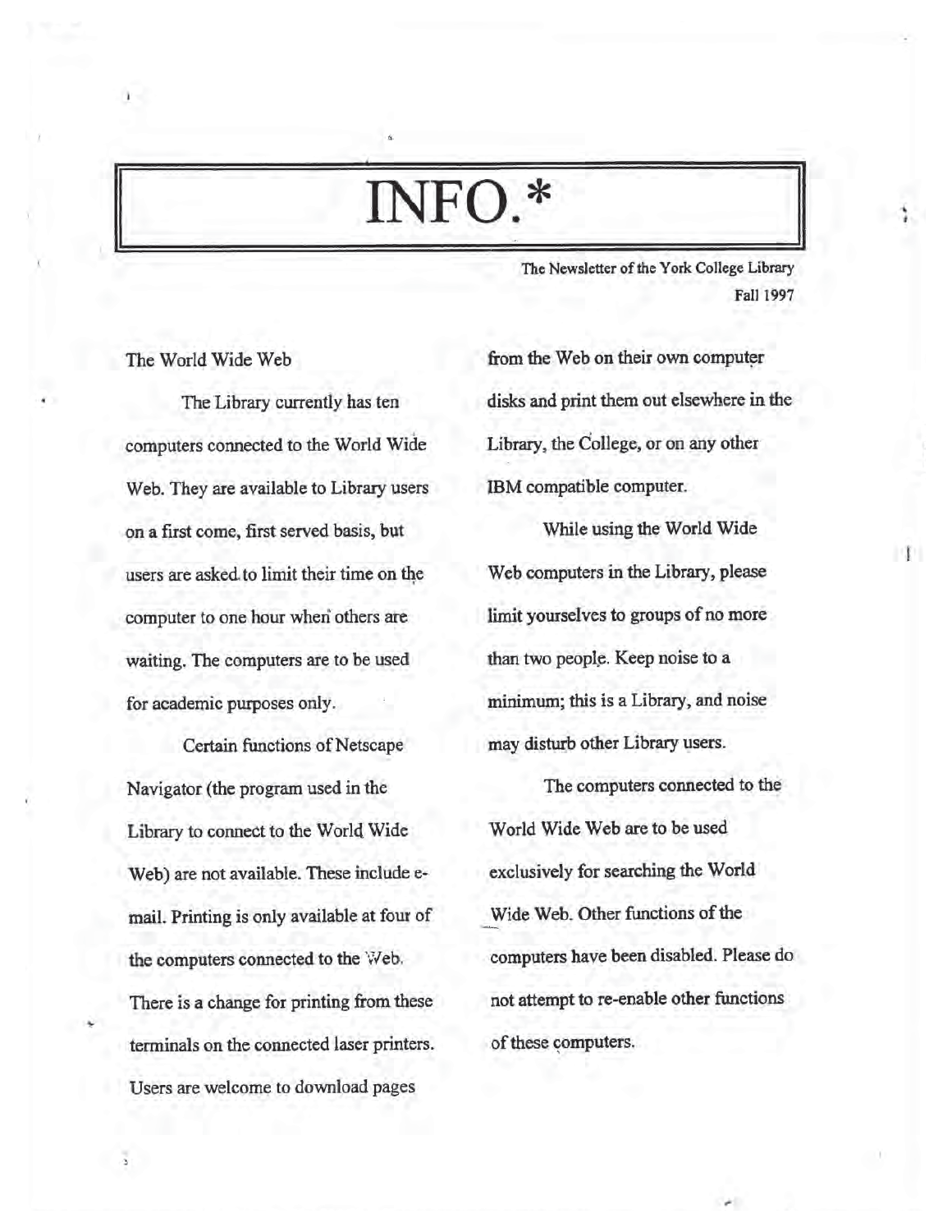# INFO.*

The Newsletter of the York College Library
Fall 1997

## The World Wide Web

The Library currently has ten computers connected to the World Wide Web. They are available to Library users on a first come, first served basis, but users are asked to limit their time on the computer to one hour when others are waiting. The computers are to be used for academic purposes only.

Certain functions of Netscape Navigator (the program used in the Library to connect to the World Wide Web) are not available. These include e-mail. Printing is only available at four of the computers connected to the Web. There is a change for printing from these terminals on the connected laser printers. Users are welcome to download pages from the Web on their own computer disks and print them out elsewhere in the Library, the College, or on any other IBM compatible computer.

While using the World Wide Web computers in the Library, please limit yourselves to groups of no more than two people. Keep noise to a minimum; this is a Library, and noise may disturb other Library users.

The computers connected to the World Wide Web are to be used exclusively for searching the World Wide Web. Other functions of the computers have been disabled. Please do not attempt to re-enable other functions of these computers.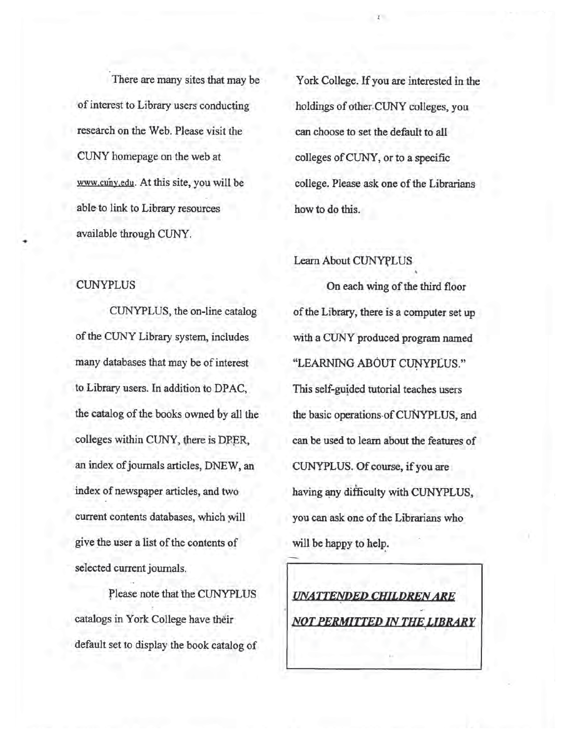There are many sites that may be of interest to Library users conducting research on the Web. Please visit the CUNY homepage on the web at www.cuny.edu. At this site, you will be able to link to Library resources available through CUNY.

## CUNYPLUS

CUNYPLUS, the on-line catalog of the CUNY Library system, includes many databases that may be of interest to Library users. In addition to DPAC, the catalog of the books owned by all the colleges within CUNY, there is DPER, an index of journals articles, DNEW, an index of newspaper articles, and two current contents databases, which will give the user a list of the contents of selected current journals.

Please note that the CUNYPLUS catalogs in York College have their default set to display the book catalog of York College. If you are interested in the holdings of other CUNY colleges, you can choose to set the default to all colleges of CUNY, or to a specific college. Please ask one of the Librarians how to do this.

## Learn About CUNYPLUS

On each wing of the third floor of the Library, there is a computer set up with a CUNY produced program named "LEARNING ABOUT CUNYPLUS." This self-guided tutorial teaches users the basic operations of CUNYPLUS, and can be used to learn about the features of CUNYPLUS. Of course, if you are having any difficulty with CUNYPLUS, you can ask one of the Librarians who will be happy to help.

***UNATTENDED CHILDREN ARE NOT PERMITTED IN THE LIBRARY***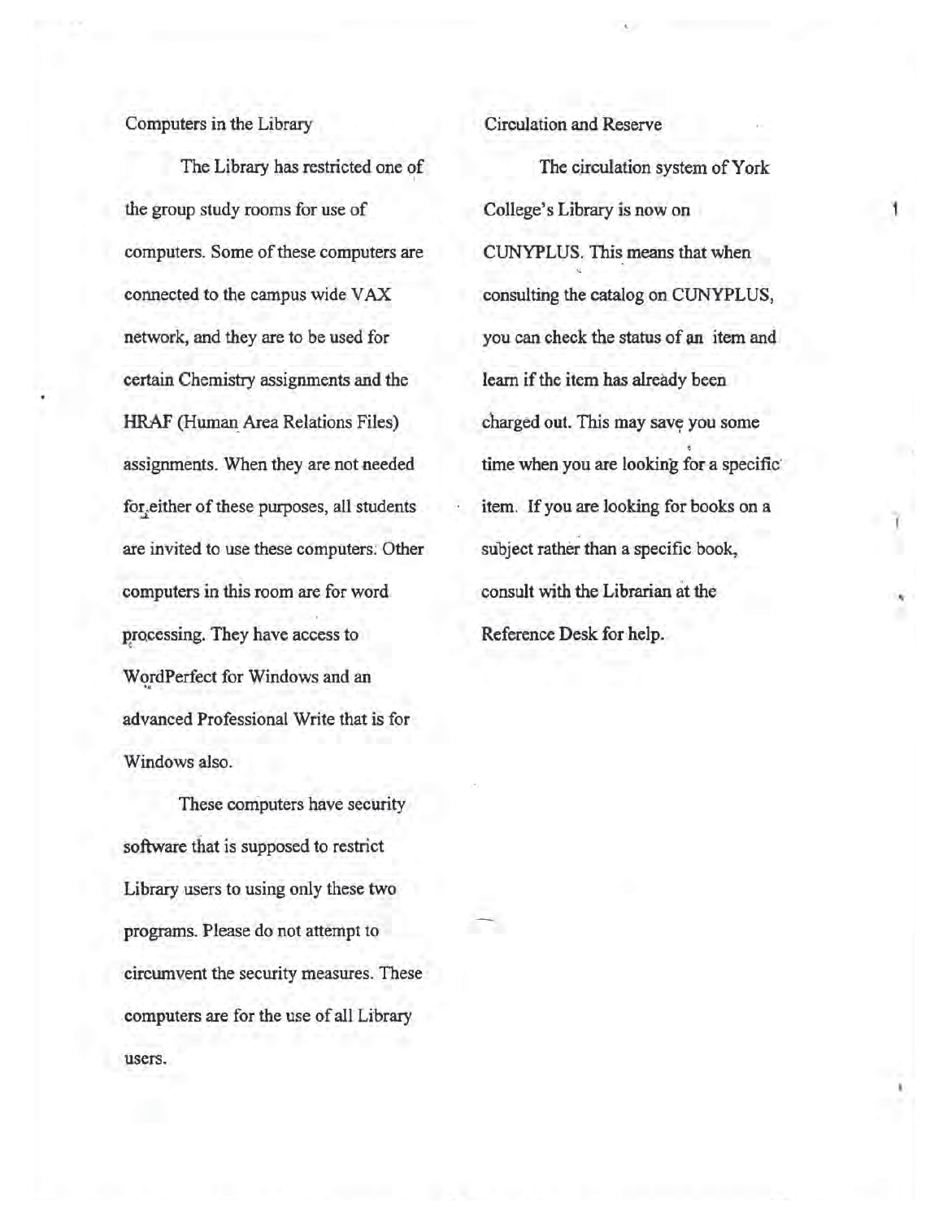## Computers in the Library

The Library has restricted one of the group study rooms for use of computers. Some of these computers are connected to the campus wide VAX network, and they are to be used for certain Chemistry assignments and the HRAF (Human Area Relations Files) assignments. When they are not needed for either of these purposes, all students are invited to use these computers. Other computers in this room are for word processing. They have access to WordPerfect for Windows and an advanced Professional Write that is for Windows also.

These computers have security software that is supposed to restrict Library users to using only these two programs. Please do not attempt to circumvent the security measures. These computers are for the use of all Library users.

## Circulation and Reserve

The circulation system of York College's Library is now on CUNYPLUS. This means that when consulting the catalog on CUNYPLUS, you can check the status of an item and learn if the item has already been charged out. This may save you some time when you are looking for a specific item. If you are looking for books on a subject rather than a specific book, consult with the Librarian at the Reference Desk for help.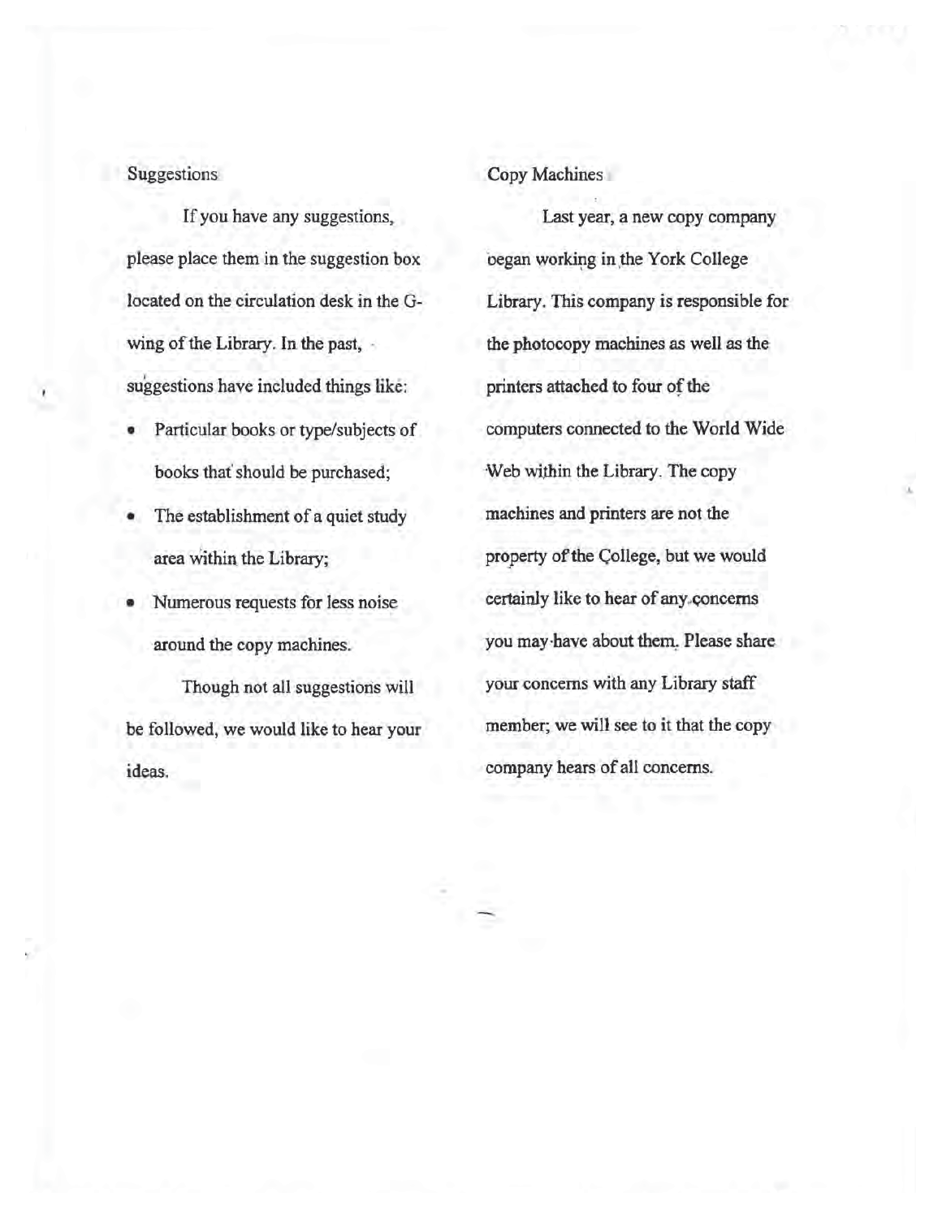## Suggestions

If you have any suggestions, please place them in the suggestion box located on the circulation desk in the G-wing of the Library. In the past, suggestions have included things like:

- Particular books or type/subjects of books that should be purchased;
- The establishment of a quiet study area within the Library;
- Numerous requests for less noise around the copy machines.

Though not all suggestions will be followed, we would like to hear your ideas.

## Copy Machines

Last year, a new copy company began working in the York College Library. This company is responsible for the photocopy machines as well as the printers attached to four of the computers connected to the World Wide Web within the Library. The copy machines and printers are not the property of the College, but we would certainly like to hear of any concerns you may have about them. Please share your concerns with any Library staff member; we will see to it that the copy company hears of all concerns.